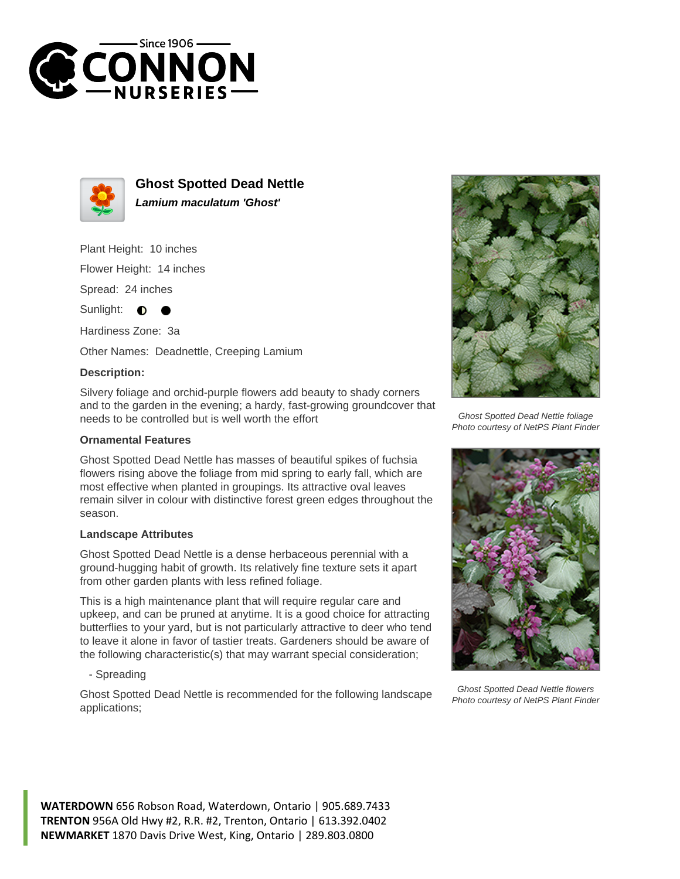# Ghost Spotted Dead Nettle

***Lamium maculatum 'Ghost'***

Plant Height: 10 inches

Flower Height: 14 inches

Spread: 24 inches

Sunlight: ◐ ●

Hardiness Zone: 3a

Other Names: Deadnettle, Creeping Lamium

**Description:**

Silvery foliage and orchid-purple flowers add beauty to shady corners and to the garden in the evening; a hardy, fast-growing groundcover that needs to be controlled but is well worth the effort

**Ornamental Features**

Ghost Spotted Dead Nettle has masses of beautiful spikes of fuchsia flowers rising above the foliage from mid spring to early fall, which are most effective when planted in groupings. Its attractive oval leaves remain silver in colour with distinctive forest green edges throughout the season.

**Landscape Attributes**

Ghost Spotted Dead Nettle is a dense herbaceous perennial with a ground-hugging habit of growth. Its relatively fine texture sets it apart from other garden plants with less refined foliage.

This is a high maintenance plant that will require regular care and upkeep, and can be pruned at anytime. It is a good choice for attracting butterflies to your yard, but is not particularly attractive to deer who tend to leave it alone in favor of tastier treats. Gardeners should be aware of the following characteristic(s) that may warrant special consideration;

- Spreading

Ghost Spotted Dead Nettle is recommended for the following landscape applications;

*Ghost Spotted Dead Nettle foliage*
*Photo courtesy of NetPS Plant Finder*

*Ghost Spotted Dead Nettle flowers*
*Photo courtesy of NetPS Plant Finder*

**WATERDOWN** 656 Robson Road, Waterdown, Ontario | 905.689.7433
**TRENTON** 956A Old Hwy #2, R.R. #2, Trenton, Ontario | 613.392.0402
**NEWMARKET** 1870 Davis Drive West, King, Ontario | 289.803.0800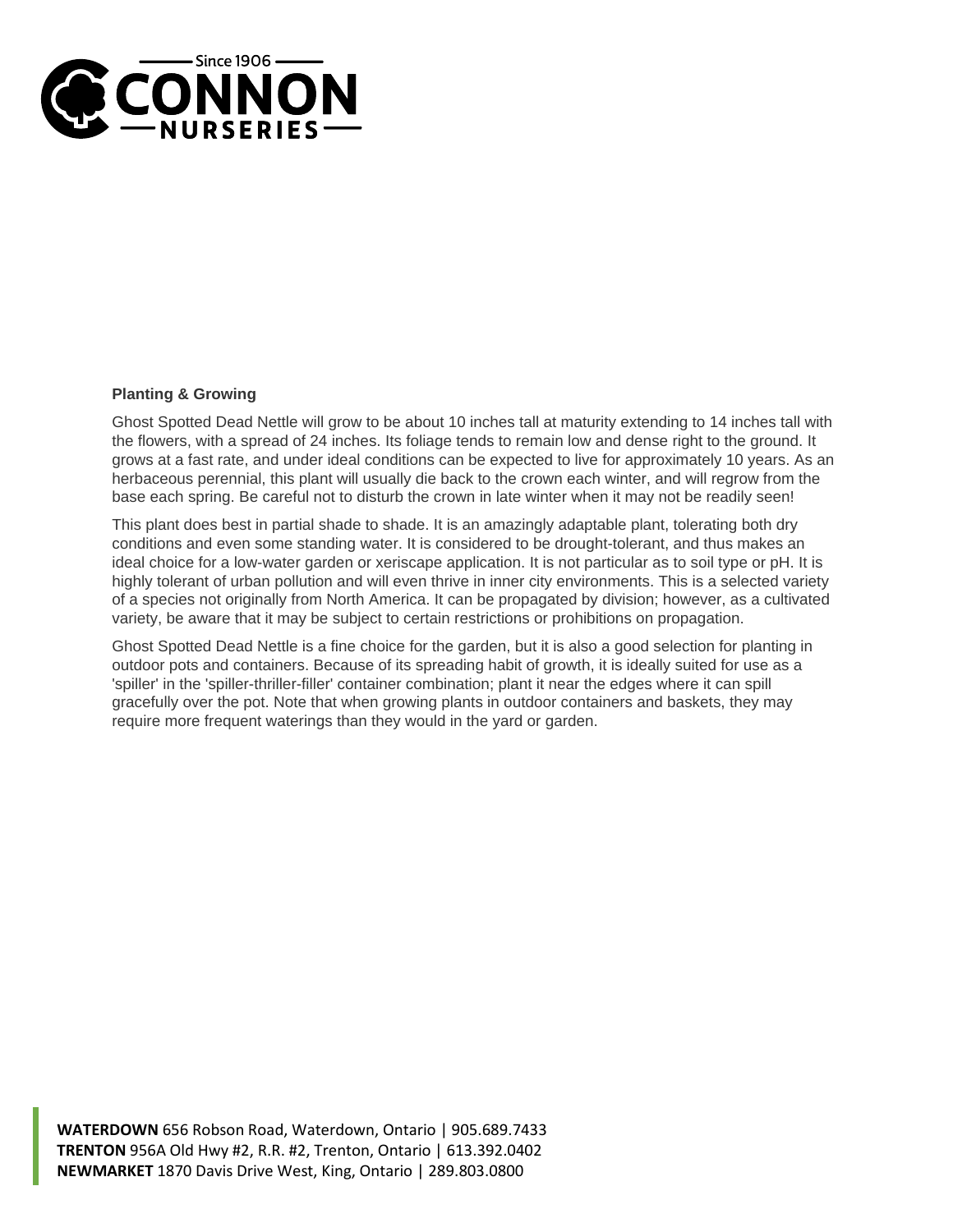### Planting & Growing

Ghost Spotted Dead Nettle will grow to be about 10 inches tall at maturity extending to 14 inches tall with the flowers, with a spread of 24 inches. Its foliage tends to remain low and dense right to the ground. It grows at a fast rate, and under ideal conditions can be expected to live for approximately 10 years. As an herbaceous perennial, this plant will usually die back to the crown each winter, and will regrow from the base each spring. Be careful not to disturb the crown in late winter when it may not be readily seen!

This plant does best in partial shade to shade. It is an amazingly adaptable plant, tolerating both dry conditions and even some standing water. It is considered to be drought-tolerant, and thus makes an ideal choice for a low-water garden or xeriscape application. It is not particular as to soil type or pH. It is highly tolerant of urban pollution and will even thrive in inner city environments. This is a selected variety of a species not originally from North America. It can be propagated by division; however, as a cultivated variety, be aware that it may be subject to certain restrictions or prohibitions on propagation.

Ghost Spotted Dead Nettle is a fine choice for the garden, but it is also a good selection for planting in outdoor pots and containers. Because of its spreading habit of growth, it is ideally suited for use as a 'spiller' in the 'spiller-thriller-filler' container combination; plant it near the edges where it can spill gracefully over the pot. Note that when growing plants in outdoor containers and baskets, they may require more frequent waterings than they would in the yard or garden.